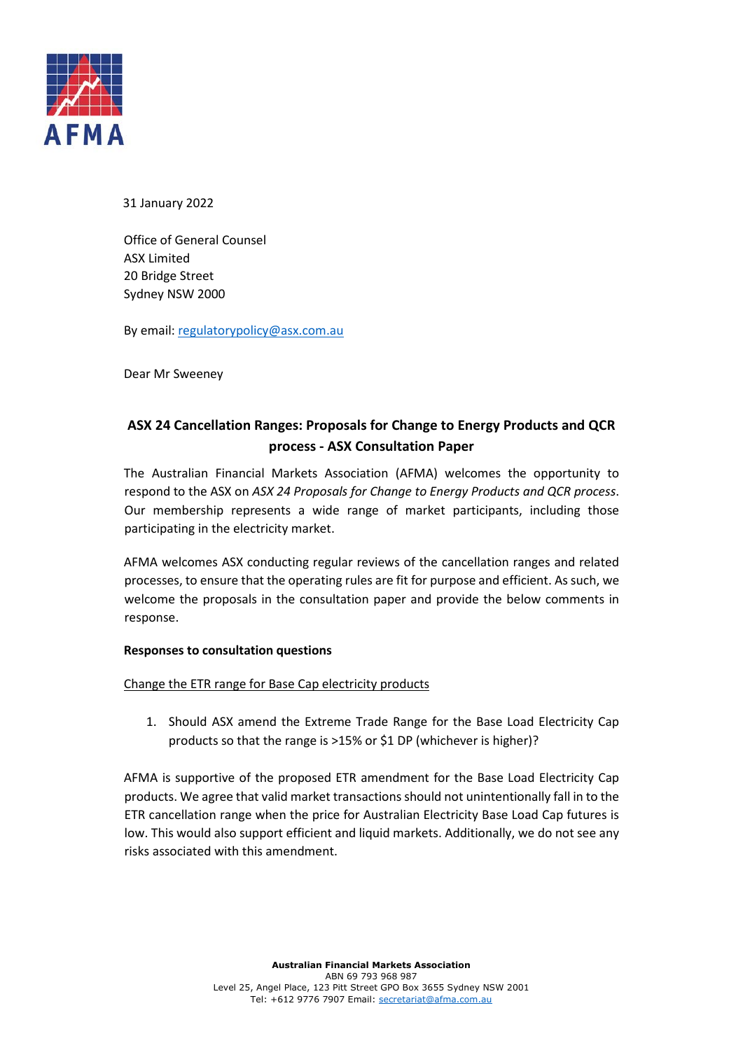31 January 2022

Office of General Counsel  
ASX Limited  
20 Bridge Street  
Sydney NSW 2000

By email: regulatorypolicy@asx.com.au

Dear Mr Sweeney

## ASX 24 Cancellation Ranges: Proposals for Change to Energy Products and QCR process - ASX Consultation Paper

The Australian Financial Markets Association (AFMA) welcomes the opportunity to respond to the ASX on *ASX 24 Proposals for Change to Energy Products and QCR process*. Our membership represents a wide range of market participants, including those participating in the electricity market.

AFMA welcomes ASX conducting regular reviews of the cancellation ranges and related processes, to ensure that the operating rules are fit for purpose and efficient. As such, we welcome the proposals in the consultation paper and provide the below comments in response.

**Responses to consultation questions**

<u>Change the ETR range for Base Cap electricity products</u>

1. Should ASX amend the Extreme Trade Range for the Base Load Electricity Cap products so that the range is >15% or $1 DP (whichever is higher)?

AFMA is supportive of the proposed ETR amendment for the Base Load Electricity Cap products. We agree that valid market transactions should not unintentionally fall in to the ETR cancellation range when the price for Australian Electricity Base Load Cap futures is low. This would also support efficient and liquid markets. Additionally, we do not see any risks associated with this amendment.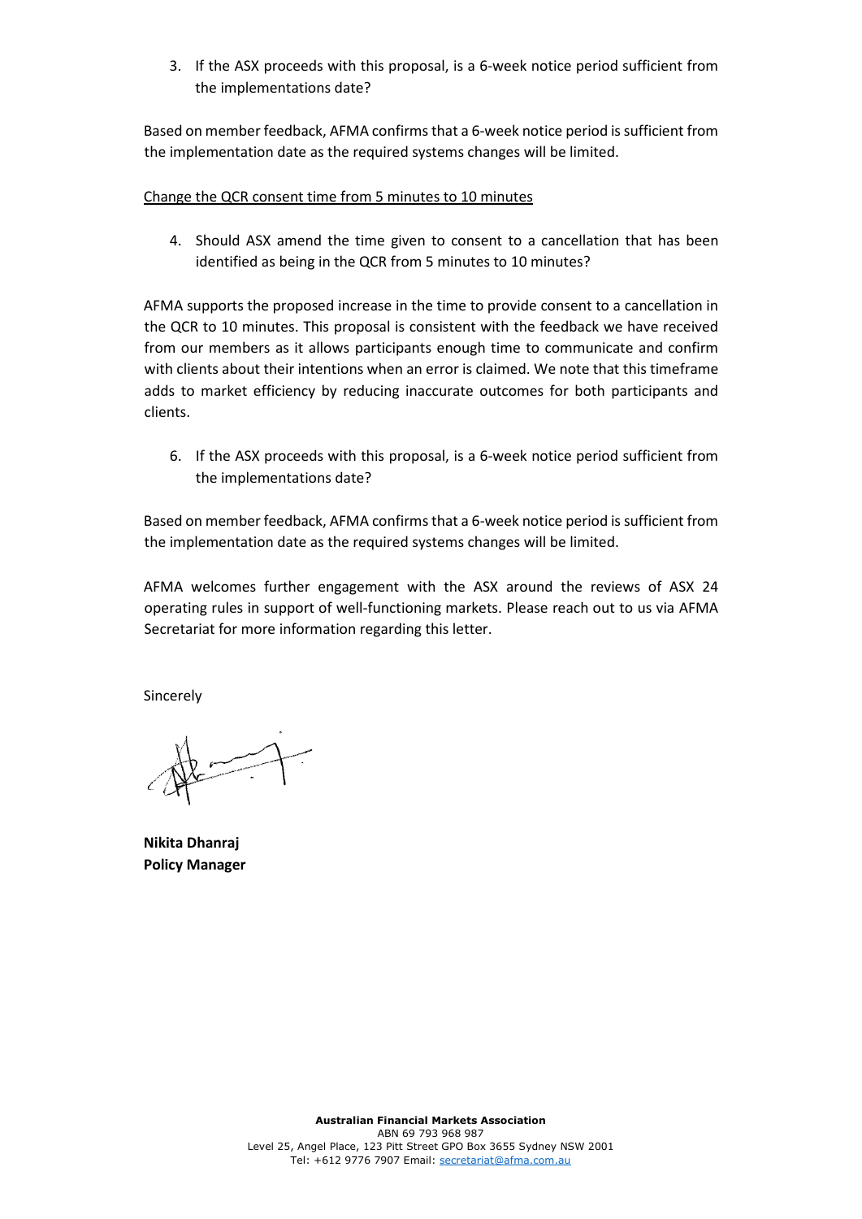3. If the ASX proceeds with this proposal, is a 6-week notice period sufficient from the implementations date?

Based on member feedback, AFMA confirms that a 6-week notice period is sufficient from the implementation date as the required systems changes will be limited.

<u>Change the QCR consent time from 5 minutes to 10 minutes</u>

4. Should ASX amend the time given to consent to a cancellation that has been identified as being in the QCR from 5 minutes to 10 minutes?

AFMA supports the proposed increase in the time to provide consent to a cancellation in the QCR to 10 minutes. This proposal is consistent with the feedback we have received from our members as it allows participants enough time to communicate and confirm with clients about their intentions when an error is claimed. We note that this timeframe adds to market efficiency by reducing inaccurate outcomes for both participants and clients.

6. If the ASX proceeds with this proposal, is a 6-week notice period sufficient from the implementations date?

Based on member feedback, AFMA confirms that a 6-week notice period is sufficient from the implementation date as the required systems changes will be limited.

AFMA welcomes further engagement with the ASX around the reviews of ASX 24 operating rules in support of well-functioning markets. Please reach out to us via AFMA Secretariat for more information regarding this letter.

Sincerely

**Nikita Dhanraj**
**Policy Manager**